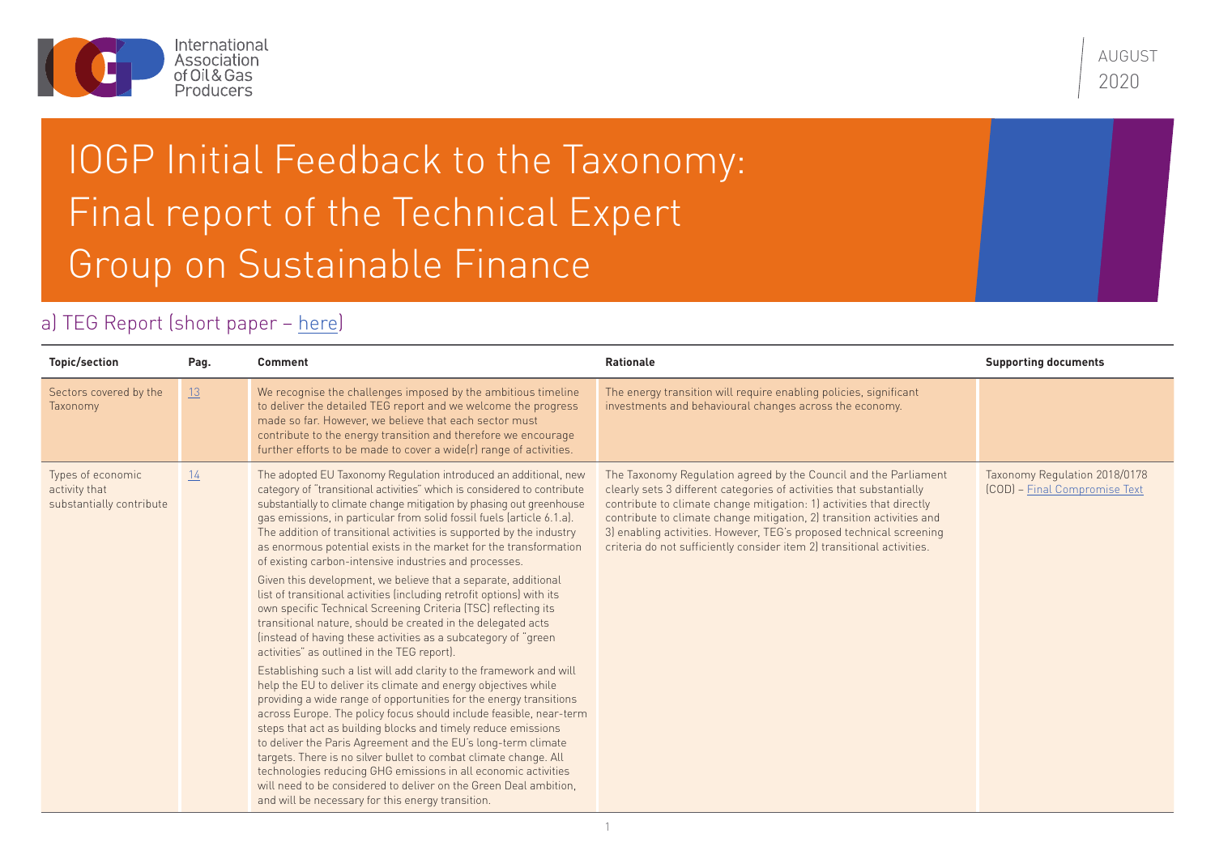International Association of Oil & Gas Producers

AUGUST 2020

# IOGP Initial Feedback to the Taxonomy: Final report of the Technical Expert Group on Sustainable Finance

## a) TEG Report (short paper – here)

| Topic/section | Pag. | Comment | Rationale | Supporting documents |
|---|---|---|---|---|
| Sectors covered by the Taxonomy | 13 | We recognise the challenges imposed by the ambitious timeline to deliver the detailed TEG report and we welcome the progress made so far. However, we believe that each sector must contribute to the energy transition and therefore we encourage further efforts to be made to cover a wide(r) range of activities. | The energy transition will require enabling policies, significant investments and behavioural changes across the economy. | |
| Types of economic activity that substantially contribute | 14 | The adopted EU Taxonomy Regulation introduced an additional, new category of "transitional activities" which is considered to contribute substantially to climate change mitigation by phasing out greenhouse gas emissions, in particular from solid fossil fuels (article 6.1.a). The addition of transitional activities is supported by the industry as enormous potential exists in the market for the transformation of existing carbon-intensive industries and processes.<br><br>Given this development, we believe that a separate, additional list of transitional activities (including retrofit options) with its own specific Technical Screening Criteria (TSC) reflecting its transitional nature, should be created in the delegated acts (instead of having these activities as a subcategory of "green activities" as outlined in the TEG report).<br><br>Establishing such a list will add clarity to the framework and will help the EU to deliver its climate and energy objectives while providing a wide range of opportunities for the energy transitions across Europe. The policy focus should include feasible, near-term steps that act as building blocks and timely reduce emissions to deliver the Paris Agreement and the EU's long-term climate targets. There is no silver bullet to combat climate change. All technologies reducing GHG emissions in all economic activities will need to be considered to deliver on the Green Deal ambition, and will be necessary for this energy transition. | The Taxonomy Regulation agreed by the Council and the Parliament clearly sets 3 different categories of activities that substantially contribute to climate change mitigation: 1) activities that directly contribute to climate change mitigation, 2) transition activities and 3) enabling activities. However, TEG's proposed technical screening criteria do not sufficiently consider item 2) transitional activities. | Taxonomy Regulation 2018/0178 (COD) – Final Compromise Text |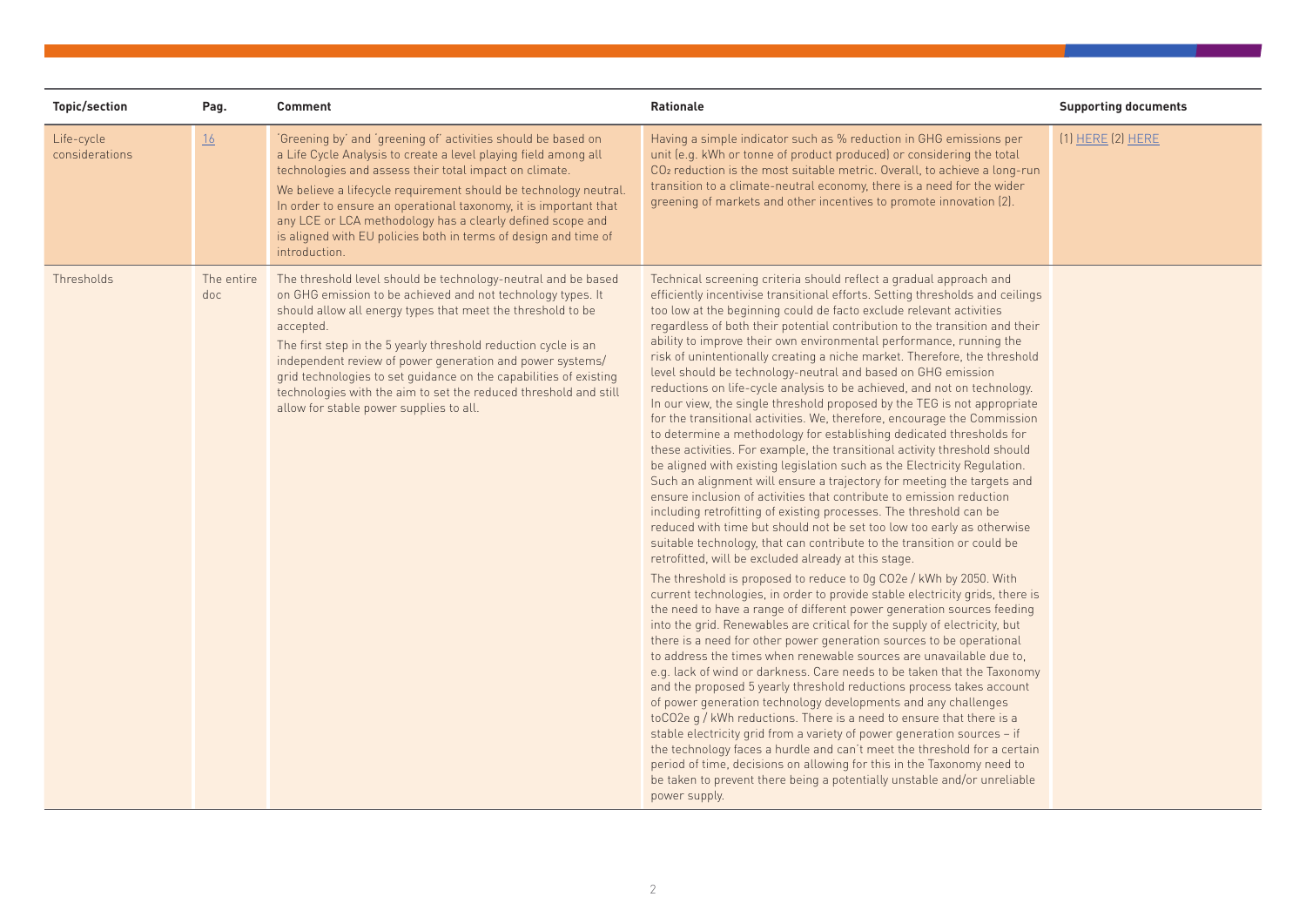| Topic/section | Pag. | Comment | Rationale | Supporting documents |
|---|---|---|---|---|
| Life-cycle considerations | 16 | 'Greening by' and 'greening of' activities should be based on a Life Cycle Analysis to create a level playing field among all technologies and assess their total impact on climate. We believe a lifecycle requirement should be technology neutral. In order to ensure an operational taxonomy, it is important that any LCE or LCA methodology has a clearly defined scope and is aligned with EU policies both in terms of design and time of introduction. | Having a simple indicator such as % reduction in GHG emissions per unit (e.g. kWh or tonne of product produced) or considering the total $CO_2$ reduction is the most suitable metric. Overall, to achieve a long-run transition to a climate-neutral economy, there is a need for the wider greening of markets and other incentives to promote innovation (2). | (1) HERE (2) HERE |
| Thresholds | The entire doc | The threshold level should be technology-neutral and be based on GHG emission to be achieved and not technology types. It should allow all energy types that meet the threshold to be accepted. The first step in the 5 yearly threshold reduction cycle is an independent review of power generation and power systems/ grid technologies to set guidance on the capabilities of existing technologies with the aim to set the reduced threshold and still allow for stable power supplies to all. | Technical screening criteria should reflect a gradual approach and efficiently incentivise transitional efforts. Setting thresholds and ceilings too low at the beginning could de facto exclude relevant activities regardless of both their potential contribution to the transition and their ability to improve their own environmental performance, running the risk of unintentionally creating a niche market. Therefore, the threshold level should be technology-neutral and based on GHG emission reductions on life-cycle analysis to be achieved, and not on technology. In our view, the single threshold proposed by the TEG is not appropriate for the transitional activities. We, therefore, encourage the Commission to determine a methodology for establishing dedicated thresholds for these activities. For example, the transitional activity threshold should be aligned with existing legislation such as the Electricity Regulation. Such an alignment will ensure a trajectory for meeting the targets and ensure inclusion of activities that contribute to emission reduction including retrofitting of existing processes. The threshold can be reduced with time but should not be set too low too early as otherwise suitable technology, that can contribute to the transition or could be retrofitted, will be excluded already at this stage. The threshold is proposed to reduce to 0g CO2e / kWh by 2050. With current technologies, in order to provide stable electricity grids, there is the need to have a range of different power generation sources feeding into the grid. Renewables are critical for the supply of electricity, but there is a need for other power generation sources to be operational to address the times when renewable sources are unavailable due to, e.g. lack of wind or darkness. Care needs to be taken that the Taxonomy and the proposed 5 yearly threshold reductions process takes account of power generation technology developments and any challenges toCO2e g / kWh reductions. There is a need to ensure that there is a stable electricity grid from a variety of power generation sources – if the technology faces a hurdle and can't meet the threshold for a certain period of time, decisions on allowing for this in the Taxonomy need to be taken to prevent there being a potentially unstable and/or unreliable power supply. | |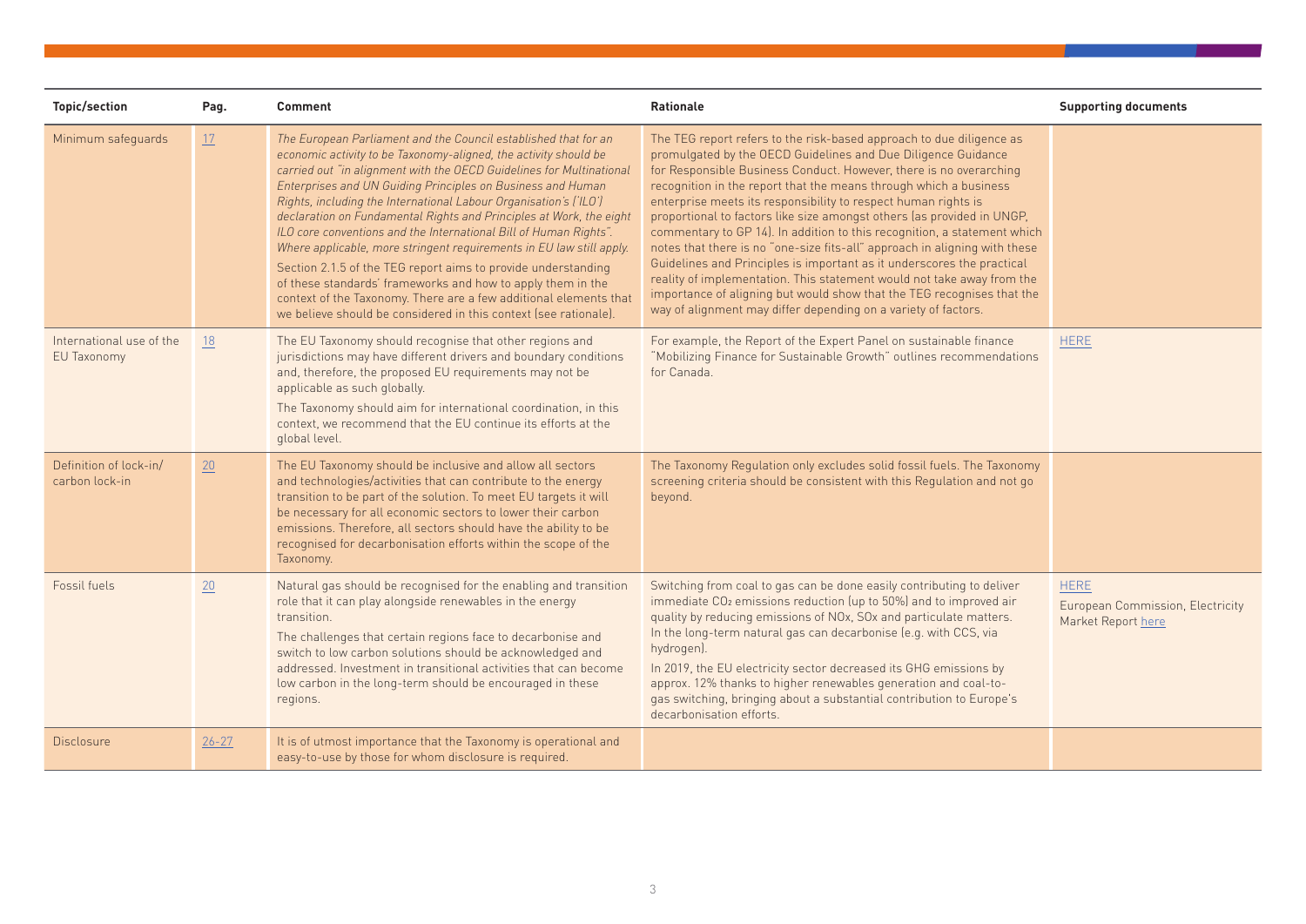| Topic/section | Pag. | Comment | Rationale | Supporting documents |
|---|---|---|---|---|
| Minimum safeguards | 17 | *The European Parliament and the Council established that for an economic activity to be Taxonomy-aligned, the activity should be carried out "in alignment with the OECD Guidelines for Multinational Enterprises and UN Guiding Principles on Business and Human Rights, including the International Labour Organisation's ('ILO') declaration on Fundamental Rights and Principles at Work, the eight ILO core conventions and the International Bill of Human Rights". Where applicable, more stringent requirements in EU law still apply.* Section 2.1.5 of the TEG report aims to provide understanding of these standards' frameworks and how to apply them in the context of the Taxonomy. There are a few additional elements that we believe should be considered in this context (see rationale). | The TEG report refers to the risk-based approach to due diligence as promulgated by the OECD Guidelines and Due Diligence Guidance for Responsible Business Conduct. However, there is no overarching recognition in the report that the means through which a business enterprise meets its responsibility to respect human rights is proportional to factors like size amongst others (as provided in UNGP, commentary to GP 14). In addition to this recognition, a statement which notes that there is no "one-size fits-all" approach in aligning with these Guidelines and Principles is important as it underscores the practical reality of implementation. This statement would not take away from the importance of aligning but would show that the TEG recognises that the way of alignment may differ depending on a variety of factors. | |
| International use of the EU Taxonomy | 18 | The EU Taxonomy should recognise that other regions and jurisdictions may have different drivers and boundary conditions and, therefore, the proposed EU requirements may not be applicable as such globally. The Taxonomy should aim for international coordination, in this context, we recommend that the EU continue its efforts at the global level. | For example, the Report of the Expert Panel on sustainable finance "Mobilizing Finance for Sustainable Growth" outlines recommendations for Canada. | HERE |
| Definition of lock-in/ carbon lock-in | 20 | The EU Taxonomy should be inclusive and allow all sectors and technologies/activities that can contribute to the energy transition to be part of the solution. To meet EU targets it will be necessary for all economic sectors to lower their carbon emissions. Therefore, all sectors should have the ability to be recognised for decarbonisation efforts within the scope of the Taxonomy. | The Taxonomy Regulation only excludes solid fossil fuels. The Taxonomy screening criteria should be consistent with this Regulation and not go beyond. | |
| Fossil fuels | 20 | Natural gas should be recognised for the enabling and transition role that it can play alongside renewables in the energy transition. The challenges that certain regions face to decarbonise and switch to low carbon solutions should be acknowledged and addressed. Investment in transitional activities that can become low carbon in the long-term should be encouraged in these regions. | Switching from coal to gas can be done easily contributing to deliver immediate $CO_2$ emissions reduction (up to 50%) and to improved air quality by reducing emissions of NOx, SOx and particulate matters. In the long-term natural gas can decarbonise (e.g. with CCS, via hydrogen). In 2019, the EU electricity sector decreased its GHG emissions by approx. 12% thanks to higher renewables generation and coal-to-gas switching, bringing about a substantial contribution to Europe's decarbonisation efforts. | HERE<br>European Commission, Electricity Market Report here |
| Disclosure | 26-27 | It is of utmost importance that the Taxonomy is operational and easy-to-use by those for whom disclosure is required. | | |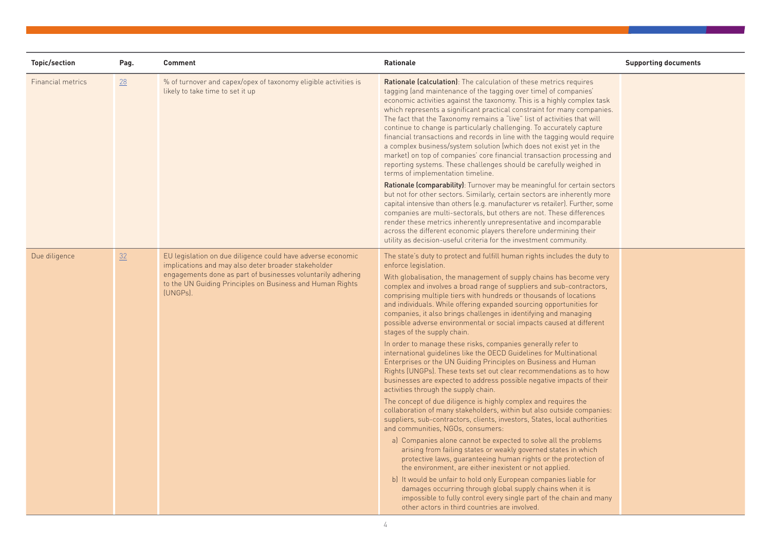| Topic/section | Pag. | Comment | Rationale | Supporting documents |
|---|---|---|---|---|
| Financial metrics | 28 | % of turnover and capex/opex of taxonomy eligible activities is likely to take time to set it up | **Rationale (calculation)**: The calculation of these metrics requires tagging (and maintenance of the tagging over time) of companies' economic activities against the taxonomy. This is a highly complex task which represents a significant practical constraint for many companies. The fact that the Taxonomy remains a "live" list of activities that will continue to change is particularly challenging. To accurately capture financial transactions and records in line with the tagging would require a complex business/system solution (which does not exist yet in the market) on top of companies' core financial transaction processing and reporting systems. These challenges should be carefully weighed in terms of implementation timeline.<br><br>**Rationale (comparability)**: Turnover may be meaningful for certain sectors but not for other sectors. Similarly, certain sectors are inherently more capital intensive than others (e.g. manufacturer vs retailer). Further, some companies are multi-sectorals, but others are not. These differences render these metrics inherently unrepresentative and incomparable across the different economic players therefore undermining their utility as decision-useful criteria for the investment community. | |
| Due diligence | 32 | EU legislation on due diligence could have adverse economic implications and may also deter broader stakeholder engagements done as part of businesses voluntarily adhering to the UN Guiding Principles on Business and Human Rights (UNGPs). | The state's duty to protect and fulfill human rights includes the duty to enforce legislation.<br><br>With globalisation, the management of supply chains has become very complex and involves a broad range of suppliers and sub-contractors, comprising multiple tiers with hundreds or thousands of locations and individuals. While offering expanded sourcing opportunities for companies, it also brings challenges in identifying and managing possible adverse environmental or social impacts caused at different stages of the supply chain.<br><br>In order to manage these risks, companies generally refer to international guidelines like the OECD Guidelines for Multinational Enterprises or the UN Guiding Principles on Business and Human Rights (UNGPs). These texts set out clear recommendations as to how businesses are expected to address possible negative impacts of their activities through the supply chain.<br><br>The concept of due diligence is highly complex and requires the collaboration of many stakeholders, within but also outside companies: suppliers, sub-contractors, clients, investors, States, local authorities and communities, NGOs, consumers:<br><br>a) Companies alone cannot be expected to solve all the problems arising from failing states or weakly governed states in which protective laws, guaranteeing human rights or the protection of the environment, are either inexistent or not applied.<br><br>b) It would be unfair to hold only European companies liable for damages occurring through global supply chains when it is impossible to fully control every single part of the chain and many other actors in third countries are involved. | |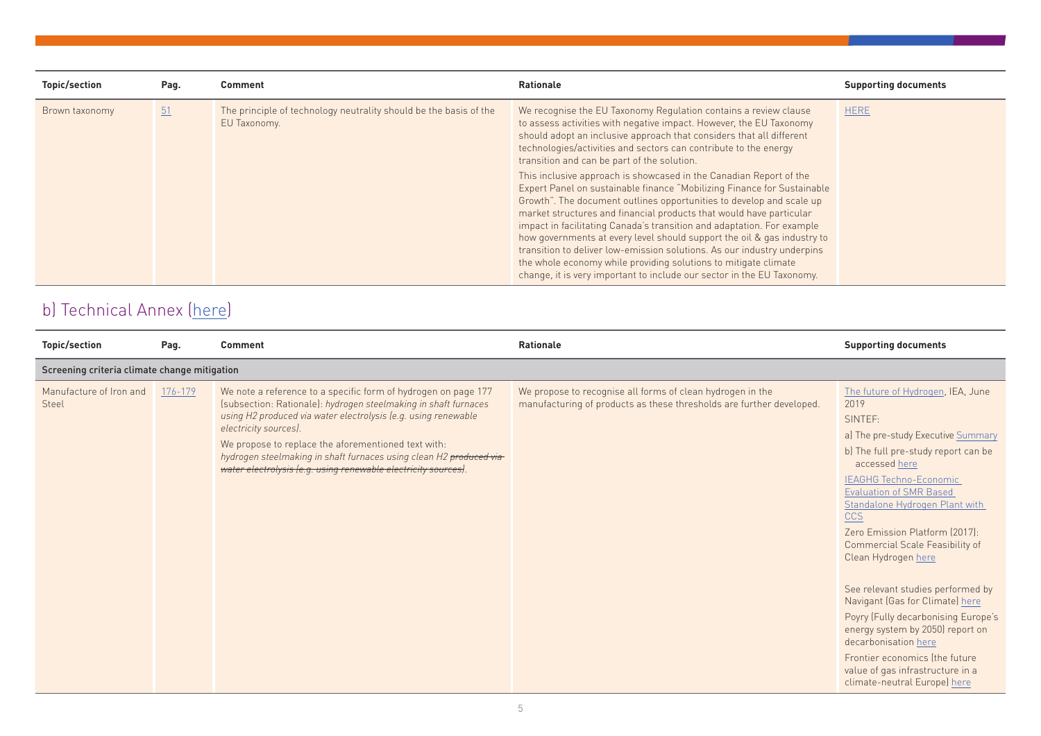| Topic/section | Pag. | Comment | Rationale | Supporting documents |
|---|---|---|---|---|
| Brown taxonomy | 51 | The principle of technology neutrality should be the basis of the EU Taxonomy. | We recognise the EU Taxonomy Regulation contains a review clause to assess activities with negative impact. However, the EU Taxonomy should adopt an inclusive approach that considers that all different technologies/activities and sectors can contribute to the energy transition and can be part of the solution.<br><br>This inclusive approach is showcased in the Canadian Report of the Expert Panel on sustainable finance "Mobilizing Finance for Sustainable Growth". The document outlines opportunities to develop and scale up market structures and financial products that would have particular impact in facilitating Canada's transition and adaptation. For example how governments at every level should support the oil & gas industry to transition to deliver low-emission solutions. As our industry underpins the whole economy while providing solutions to mitigate climate change, it is very important to include our sector in the EU Taxonomy. | HERE |

## b) Technical Annex (here)

| Topic/section | Pag. | Comment | Rationale | Supporting documents |
|---|---|---|---|---|
| **Screening criteria climate change mitigation** | | | | |
| Manufacture of Iron and Steel | 176-179 | We note a reference to a specific form of hydrogen on page 177 (subsection: Rationale): *hydrogen steelmaking in shaft furnaces using H2 produced via water electrolysis (e.g. using renewable electricity sources).*<br><br>We propose to replace the aforementioned text with: *hydrogen steelmaking in shaft furnaces using clean H2 ~~produced via water electrolysis (e.g. using renewable electricity sources)~~.* | We propose to recognise all forms of clean hydrogen in the manufacturing of products as these thresholds are further developed. | The future of Hydrogen, IEA, June 2019<br><br>SINTEF:<br><br>a) The pre-study Executive Summary<br><br>b) The full pre-study report can be accessed here<br><br>IEAGHG Techno-Economic Evaluation of SMR Based Standalone Hydrogen Plant with CCS<br><br>Zero Emission Platform (2017): Commercial Scale Feasibility of Clean Hydrogen here<br><br>See relevant studies performed by Navigant (Gas for Climate) here<br><br>Poyry (Fully decarbonising Europe's energy system by 2050) report on decarbonisation here<br><br>Frontier economics (the future value of gas infrastructure in a climate-neutral Europe) here |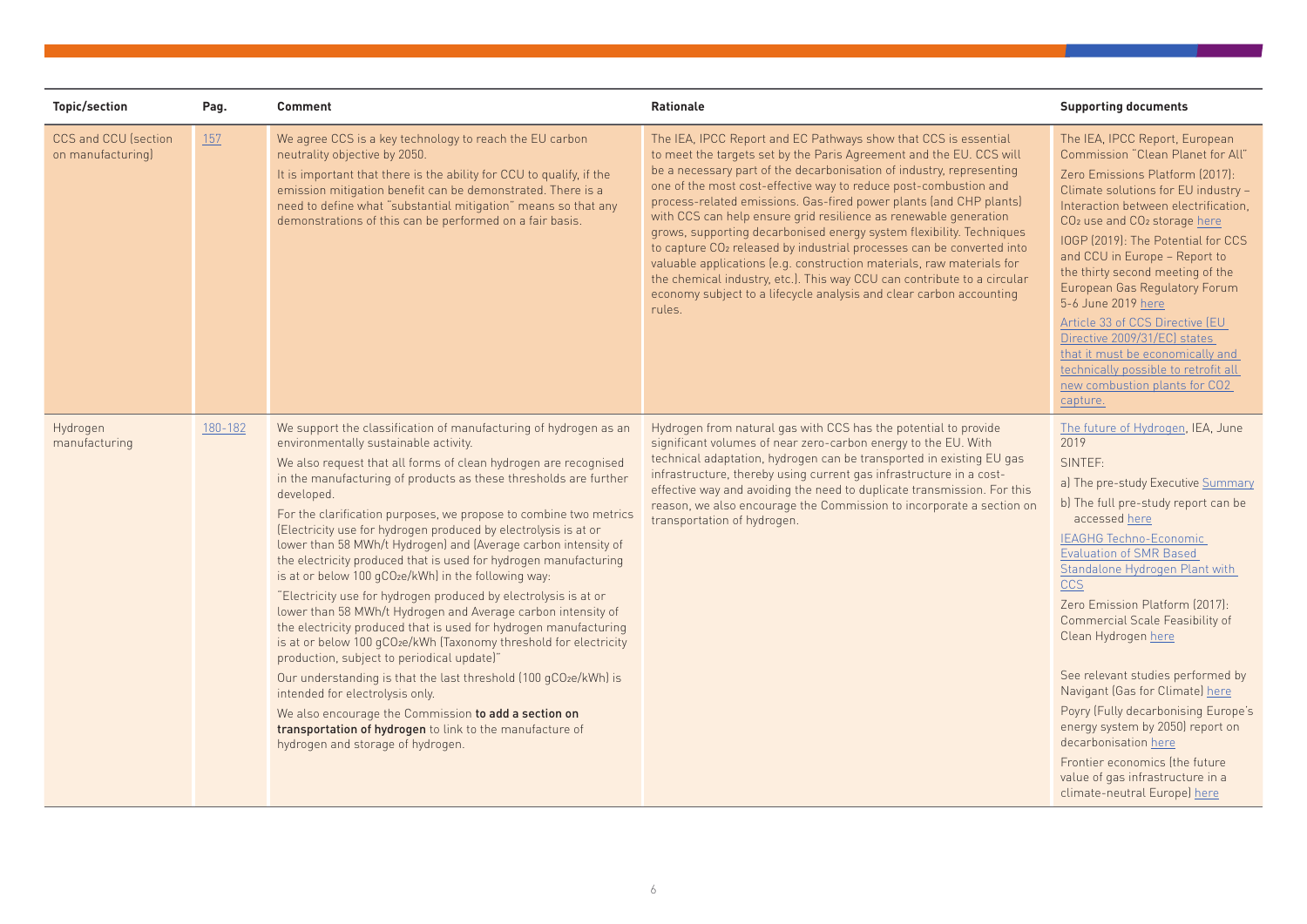| Topic/section | Pag. | Comment | Rationale | Supporting documents |
|---|---|---|---|---|
| CCS and CCU (section on manufacturing) | 157 | We agree CCS is a key technology to reach the EU carbon neutrality objective by 2050.<br>It is important that there is the ability for CCU to qualify, if the emission mitigation benefit can be demonstrated. There is a need to define what "substantial mitigation" means so that any demonstrations of this can be performed on a fair basis. | The IEA, IPCC Report and EC Pathways show that CCS is essential to meet the targets set by the Paris Agreement and the EU. CCS will be a necessary part of the decarbonisation of industry, representing one of the most cost-effective way to reduce post-combustion and process-related emissions. Gas-fired power plants (and CHP plants) with CCS can help ensure grid resilience as renewable generation grows, supporting decarbonised energy system flexibility. Techniques to capture $CO_2$ released by industrial processes can be converted into valuable applications (e.g. construction materials, raw materials for the chemical industry, etc.). This way CCU can contribute to a circular economy subject to a lifecycle analysis and clear carbon accounting rules. | The IEA, IPCC Report, European Commission "Clean Planet for All"<br>Zero Emissions Platform (2017): Climate solutions for EU industry – Interaction between electrification, $CO_2$ use and $CO_2$ storage here<br>IOGP (2019): The Potential for CCS and CCU in Europe – Report to the thirty second meeting of the European Gas Regulatory Forum 5-6 June 2019 here<br>Article 33 of CCS Directive (EU Directive 2009/31/EC) states that it must be economically and technically possible to retrofit all new combustion plants for CO2 capture. |
| Hydrogen manufacturing | 180-182 | We support the classification of manufacturing of hydrogen as an environmentally sustainable activity.<br>We also request that all forms of clean hydrogen are recognised in the manufacturing of products as these thresholds are further developed.<br>For the clarification purposes, we propose to combine two metrics (Electricity use for hydrogen produced by electrolysis is at or lower than 58 MWh/t Hydrogen) and (Average carbon intensity of the electricity produced that is used for hydrogen manufacturing is at or below 100 $gCO_2e$/kWh) in the following way:<br>"Electricity use for hydrogen produced by electrolysis is at or lower than 58 MWh/t Hydrogen and Average carbon intensity of the electricity produced that is used for hydrogen manufacturing is at or below 100 $gCO_2e$/kWh (Taxonomy threshold for electricity production, subject to periodical update)"<br>Our understanding is that the last threshold (100 $gCO_2e$/kWh) is intended for electrolysis only.<br>We also encourage the Commission **to add a section on transportation of hydrogen** to link to the manufacture of hydrogen and storage of hydrogen. | Hydrogen from natural gas with CCS has the potential to provide significant volumes of near zero-carbon energy to the EU. With technical adaptation, hydrogen can be transported in existing EU gas infrastructure, thereby using current gas infrastructure in a cost-effective way and avoiding the need to duplicate transmission. For this reason, we also encourage the Commission to incorporate a section on transportation of hydrogen. | The future of Hydrogen, IEA, June 2019<br>SINTEF:<br>a) The pre-study Executive Summary<br>b) The full pre-study report can be accessed here<br>IEAGHG Techno-Economic Evaluation of SMR Based Standalone Hydrogen Plant with CCS<br>Zero Emission Platform (2017): Commercial Scale Feasibility of Clean Hydrogen here<br>See relevant studies performed by Navigant (Gas for Climate) here<br>Poyry (Fully decarbonising Europe's energy system by 2050) report on decarbonisation here<br>Frontier economics (the future value of gas infrastructure in a climate-neutral Europe) here |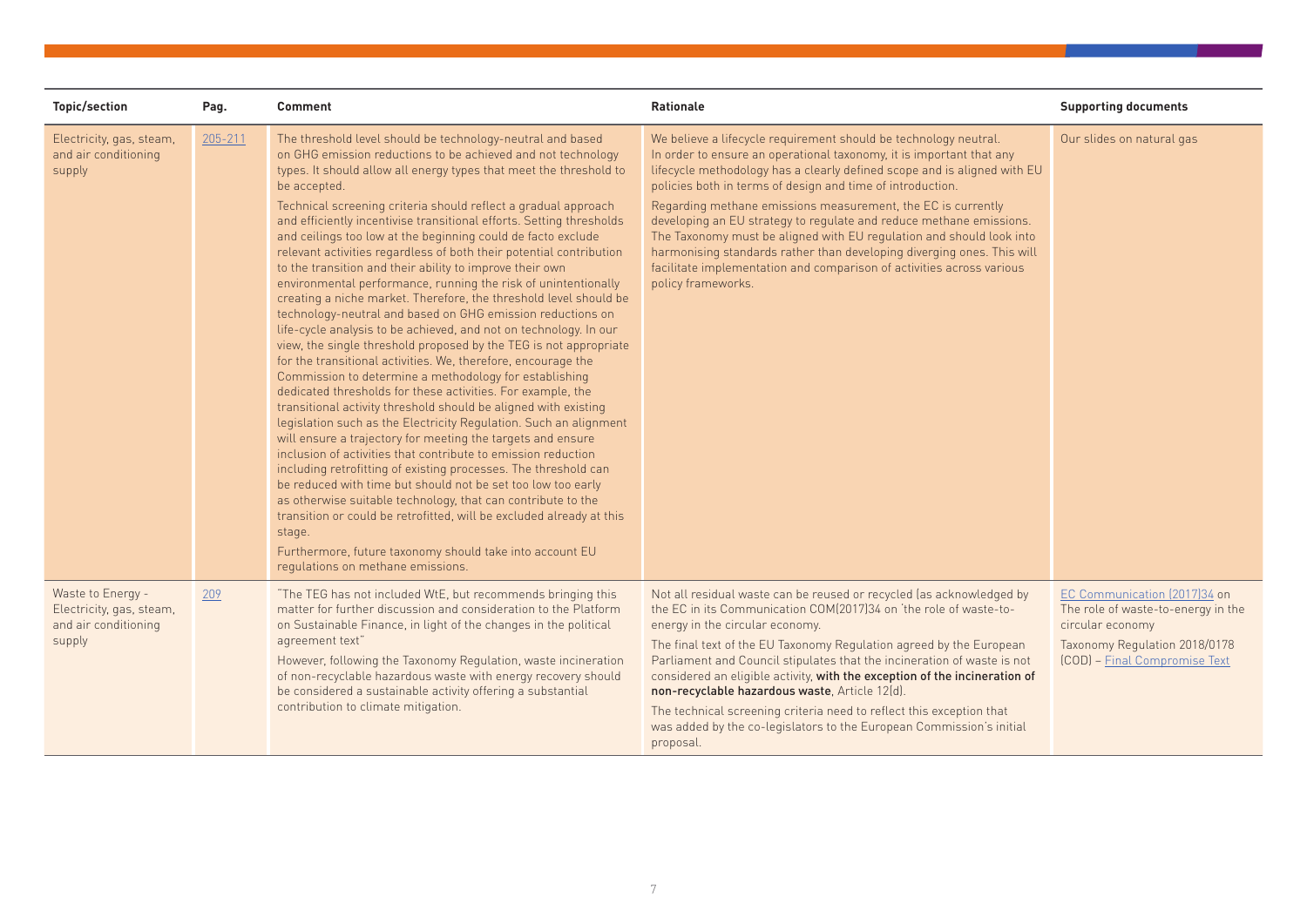| Topic/section | Pag. | Comment | Rationale | Supporting documents |
|---|---|---|---|---|
| Electricity, gas, steam, and air conditioning supply | 205-211 | The threshold level should be technology-neutral and based on GHG emission reductions to be achieved and not technology types. It should allow all energy types that meet the threshold to be accepted.<br><br>Technical screening criteria should reflect a gradual approach and efficiently incentivise transitional efforts. Setting thresholds and ceilings too low at the beginning could de facto exclude relevant activities regardless of both their potential contribution to the transition and their ability to improve their own environmental performance, running the risk of unintentionally creating a niche market. Therefore, the threshold level should be technology-neutral and based on GHG emission reductions on life-cycle analysis to be achieved, and not on technology. In our view, the single threshold proposed by the TEG is not appropriate for the transitional activities. We, therefore, encourage the Commission to determine a methodology for establishing dedicated thresholds for these activities. For example, the transitional activity threshold should be aligned with existing legislation such as the Electricity Regulation. Such an alignment will ensure a trajectory for meeting the targets and ensure inclusion of activities that contribute to emission reduction including retrofitting of existing processes. The threshold can be reduced with time but should not be set too low too early as otherwise suitable technology, that can contribute to the transition or could be retrofitted, will be excluded already at this stage.<br><br>Furthermore, future taxonomy should take into account EU regulations on methane emissions. | We believe a lifecycle requirement should be technology neutral. In order to ensure an operational taxonomy, it is important that any lifecycle methodology has a clearly defined scope and is aligned with EU policies both in terms of design and time of introduction.<br><br>Regarding methane emissions measurement, the EC is currently developing an EU strategy to regulate and reduce methane emissions. The Taxonomy must be aligned with EU regulation and should look into harmonising standards rather than developing diverging ones. This will facilitate implementation and comparison of activities across various policy frameworks. | Our slides on natural gas |
| Waste to Energy - Electricity, gas, steam, and air conditioning supply | 209 | "The TEG has not included WtE, but recommends bringing this matter for further discussion and consideration to the Platform on Sustainable Finance, in light of the changes in the political agreement text"<br><br>However, following the Taxonomy Regulation, waste incineration of non-recyclable hazardous waste with energy recovery should be considered a sustainable activity offering a substantial contribution to climate mitigation. | Not all residual waste can be reused or recycled (as acknowledged by the EC in its Communication COM(2017)34 on 'the role of waste-to-energy in the circular economy.<br><br>The final text of the EU Taxonomy Regulation agreed by the European Parliament and Council stipulates that the incineration of waste is not considered an eligible activity, **with the exception of the incineration of non-recyclable hazardous waste**, Article 12(d).<br><br>The technical screening criteria need to reflect this exception that was added by the co-legislators to the European Commission's initial proposal. | EC Communication (2017)34 on The role of waste-to-energy in the circular economy<br><br>Taxonomy Regulation 2018/0178 (COD) – Final Compromise Text |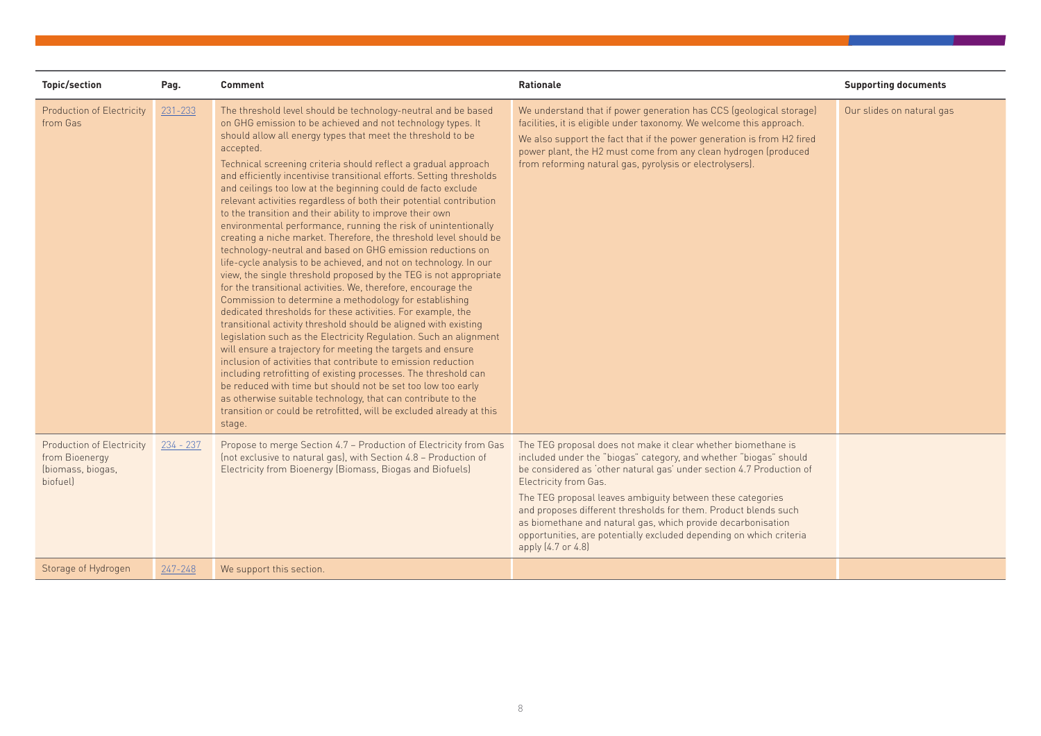| Topic/section | Pag. | Comment | Rationale | Supporting documents |
|---|---|---|---|---|
| Production of Electricity from Gas | 231-233 | The threshold level should be technology-neutral and be based on GHG emission to be achieved and not technology types. It should allow all energy types that meet the threshold to be accepted.<br><br>Technical screening criteria should reflect a gradual approach and efficiently incentivise transitional efforts. Setting thresholds and ceilings too low at the beginning could de facto exclude relevant activities regardless of both their potential contribution to the transition and their ability to improve their own environmental performance, running the risk of unintentionally creating a niche market. Therefore, the threshold level should be technology-neutral and based on GHG emission reductions on life-cycle analysis to be achieved, and not on technology. In our view, the single threshold proposed by the TEG is not appropriate for the transitional activities. We, therefore, encourage the Commission to determine a methodology for establishing dedicated thresholds for these activities. For example, the transitional activity threshold should be aligned with existing legislation such as the Electricity Regulation. Such an alignment will ensure a trajectory for meeting the targets and ensure inclusion of activities that contribute to emission reduction including retrofitting of existing processes. The threshold can be reduced with time but should not be set too low too early as otherwise suitable technology, that can contribute to the transition or could be retrofitted, will be excluded already at this stage. | We understand that if power generation has CCS (geological storage) facilities, it is eligible under taxonomy. We welcome this approach.<br><br>We also support the fact that if the power generation is from H2 fired power plant, the H2 must come from any clean hydrogen (produced from reforming natural gas, pyrolysis or electrolysers). | Our slides on natural gas |
| Production of Electricity from Bioenergy (biomass, biogas, biofuel) | 234 - 237 | Propose to merge Section 4.7 – Production of Electricity from Gas (not exclusive to natural gas), with Section 4.8 – Production of Electricity from Bioenergy (Biomass, Biogas and Biofuels) | The TEG proposal does not make it clear whether biomethane is included under the "biogas" category, and whether "biogas" should be considered as 'other natural gas' under section 4.7 Production of Electricity from Gas.<br><br>The TEG proposal leaves ambiguity between these categories and proposes different thresholds for them. Product blends such as biomethane and natural gas, which provide decarbonisation opportunities, are potentially excluded depending on which criteria apply (4.7 or 4.8) | |
| Storage of Hydrogen | 247-248 | We support this section. | | |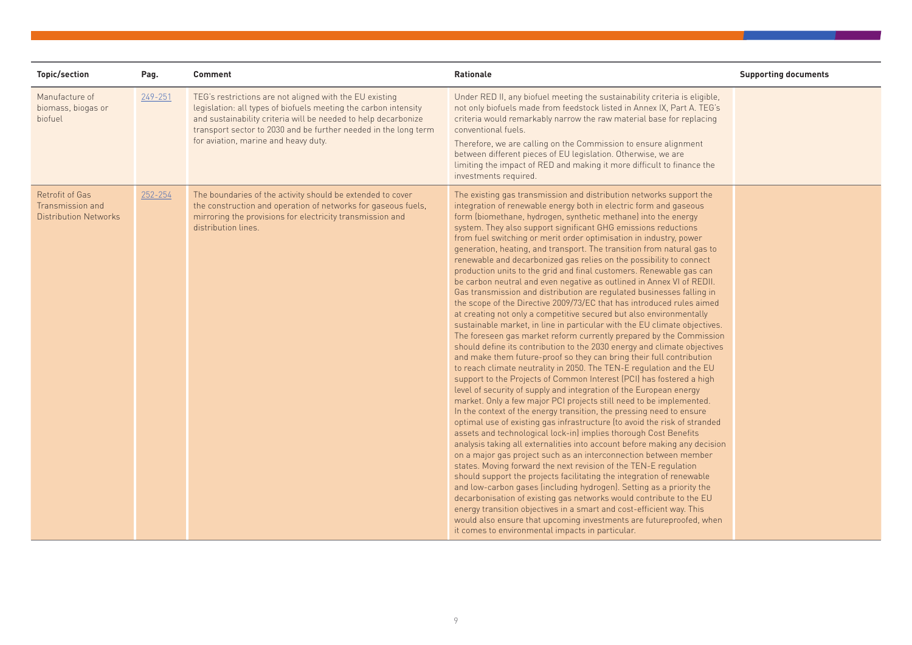| Topic/section | Pag. | Comment | Rationale | Supporting documents |
|---|---|---|---|---|
| Manufacture of biomass, biogas or biofuel | 249-251 | TEG's restrictions are not aligned with the EU existing legislation: all types of biofuels meeting the carbon intensity and sustainability criteria will be needed to help decarbonize transport sector to 2030 and be further needed in the long term for aviation, marine and heavy duty. | Under RED II, any biofuel meeting the sustainability criteria is eligible, not only biofuels made from feedstock listed in Annex IX, Part A. TEG's criteria would remarkably narrow the raw material base for replacing conventional fuels.<br>Therefore, we are calling on the Commission to ensure alignment between different pieces of EU legislation. Otherwise, we are limiting the impact of RED and making it more difficult to finance the investments required. | |
| Retrofit of Gas Transmission and Distribution Networks | 252-254 | The boundaries of the activity should be extended to cover the construction and operation of networks for gaseous fuels, mirroring the provisions for electricity transmission and distribution lines. | The existing gas transmission and distribution networks support the integration of renewable energy both in electric form and gaseous form (biomethane, hydrogen, synthetic methane) into the energy system. They also support significant GHG emissions reductions from fuel switching or merit order optimisation in industry, power generation, heating, and transport. The transition from natural gas to renewable and decarbonized gas relies on the possibility to connect production units to the grid and final customers. Renewable gas can be carbon neutral and even negative as outlined in Annex VI of REDII. Gas transmission and distribution are regulated businesses falling in the scope of the Directive 2009/73/EC that has introduced rules aimed at creating not only a competitive secured but also environmentally sustainable market, in line in particular with the EU climate objectives. The foreseen gas market reform currently prepared by the Commission should define its contribution to the 2030 energy and climate objectives and make them future-proof so they can bring their full contribution to reach climate neutrality in 2050. The TEN-E regulation and the EU support to the Projects of Common Interest (PCI) has fostered a high level of security of supply and integration of the European energy market. Only a few major PCI projects still need to be implemented. In the context of the energy transition, the pressing need to ensure optimal use of existing gas infrastructure (to avoid the risk of stranded assets and technological lock-in) implies thorough Cost Benefits analysis taking all externalities into account before making any decision on a major gas project such as an interconnection between member states. Moving forward the next revision of the TEN-E regulation should support the projects facilitating the integration of renewable and low-carbon gases (including hydrogen). Setting as a priority the decarbonisation of existing gas networks would contribute to the EU energy transition objectives in a smart and cost-efficient way. This would also ensure that upcoming investments are futureproofed, when it comes to environmental impacts in particular. | |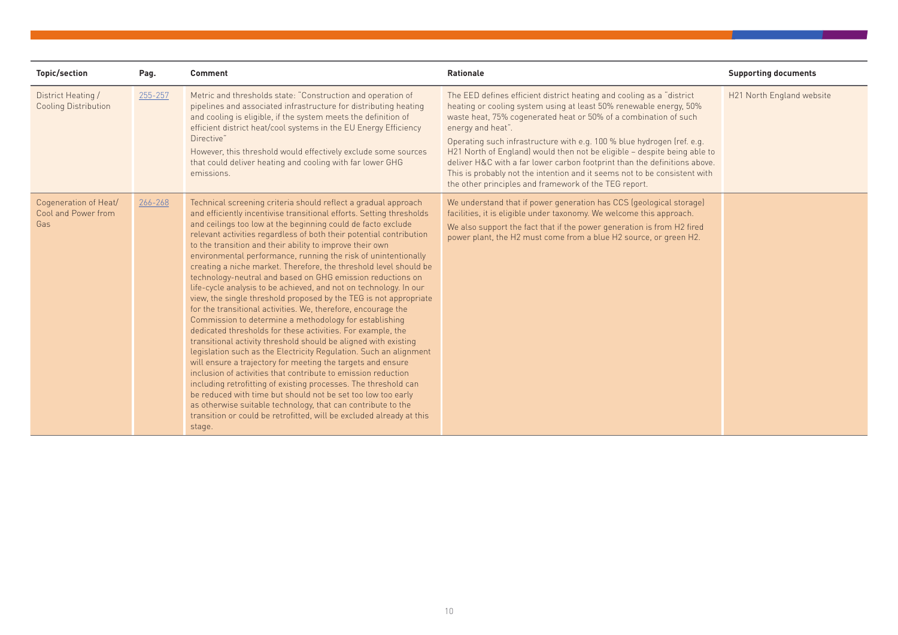| Topic/section | Pag. | Comment | Rationale | Supporting documents |
|---|---|---|---|---|
| District Heating / Cooling Distribution | 255-257 | Metric and thresholds state: "Construction and operation of pipelines and associated infrastructure for distributing heating and cooling is eligible, if the system meets the definition of efficient district heat/cool systems in the EU Energy Efficiency Directive"<br><br>However, this threshold would effectively exclude some sources that could deliver heating and cooling with far lower GHG emissions. | The EED defines efficient district heating and cooling as a "district heating or cooling system using at least 50% renewable energy, 50% waste heat, 75% cogenerated heat or 50% of a combination of such energy and heat".<br><br>Operating such infrastructure with e.g. 100 % blue hydrogen (ref. e.g. H21 North of England) would then not be eligible – despite being able to deliver H&C with a far lower carbon footprint than the definitions above. This is probably not the intention and it seems not to be consistent with the other principles and framework of the TEG report. | H21 North England website |
| Cogeneration of Heat/ Cool and Power from Gas | 266-268 | Technical screening criteria should reflect a gradual approach and efficiently incentivise transitional efforts. Setting thresholds and ceilings too low at the beginning could de facto exclude relevant activities regardless of both their potential contribution to the transition and their ability to improve their own environmental performance, running the risk of unintentionally creating a niche market. Therefore, the threshold level should be technology-neutral and based on GHG emission reductions on life-cycle analysis to be achieved, and not on technology. In our view, the single threshold proposed by the TEG is not appropriate for the transitional activities. We, therefore, encourage the Commission to determine a methodology for establishing dedicated thresholds for these activities. For example, the transitional activity threshold should be aligned with existing legislation such as the Electricity Regulation. Such an alignment will ensure a trajectory for meeting the targets and ensure inclusion of activities that contribute to emission reduction including retrofitting of existing processes. The threshold can be reduced with time but should not be set too low too early as otherwise suitable technology, that can contribute to the transition or could be retrofitted, will be excluded already at this stage. | We understand that if power generation has CCS (geological storage) facilities, it is eligible under taxonomy. We welcome this approach.<br><br>We also support the fact that if the power generation is from H2 fired power plant, the H2 must come from a blue H2 source, or green H2. | |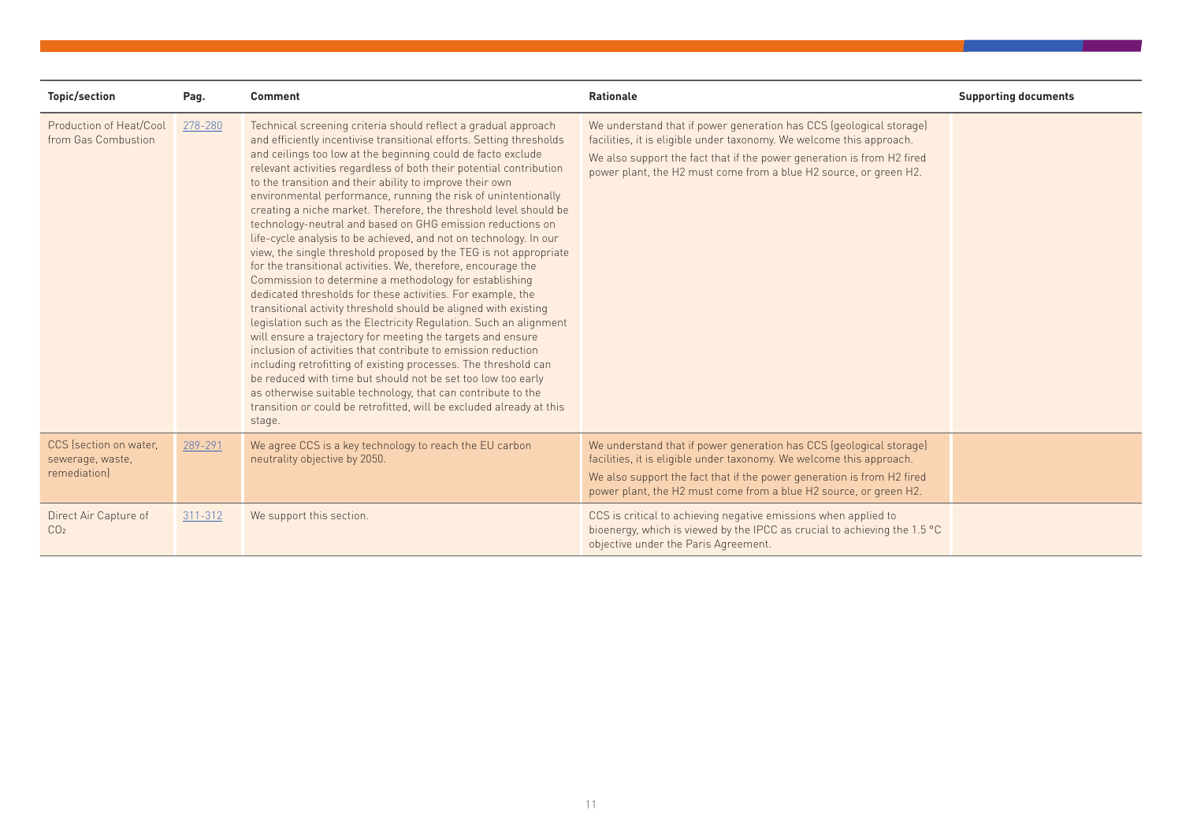| Topic/section | Pag. | Comment | Rationale | Supporting documents |
|---|---|---|---|---|
| Production of Heat/Cool from Gas Combustion | 278-280 | Technical screening criteria should reflect a gradual approach and efficiently incentivise transitional efforts. Setting thresholds and ceilings too low at the beginning could de facto exclude relevant activities regardless of both their potential contribution to the transition and their ability to improve their own environmental performance, running the risk of unintentionally creating a niche market. Therefore, the threshold level should be technology-neutral and based on GHG emission reductions on life-cycle analysis to be achieved, and not on technology. In our view, the single threshold proposed by the TEG is not appropriate for the transitional activities. We, therefore, encourage the Commission to determine a methodology for establishing dedicated thresholds for these activities. For example, the transitional activity threshold should be aligned with existing legislation such as the Electricity Regulation. Such an alignment will ensure a trajectory for meeting the targets and ensure inclusion of activities that contribute to emission reduction including retrofitting of existing processes. The threshold can be reduced with time but should not be set too low too early as otherwise suitable technology, that can contribute to the transition or could be retrofitted, will be excluded already at this stage. | We understand that if power generation has CCS (geological storage) facilities, it is eligible under taxonomy. We welcome this approach.<br>We also support the fact that if the power generation is from H2 fired power plant, the H2 must come from a blue H2 source, or green H2. | |
| CCS (section on water, sewerage, waste, remediation) | 289-291 | We agree CCS is a key technology to reach the EU carbon neutrality objective by 2050. | We understand that if power generation has CCS (geological storage) facilities, it is eligible under taxonomy. We welcome this approach.<br>We also support the fact that if the power generation is from H2 fired power plant, the H2 must come from a blue H2 source, or green H2. | |
| Direct Air Capture of $CO_2$ | 311-312 | We support this section. | CCS is critical to achieving negative emissions when applied to bioenergy, which is viewed by the IPCC as crucial to achieving the 1.5 °C objective under the Paris Agreement. | |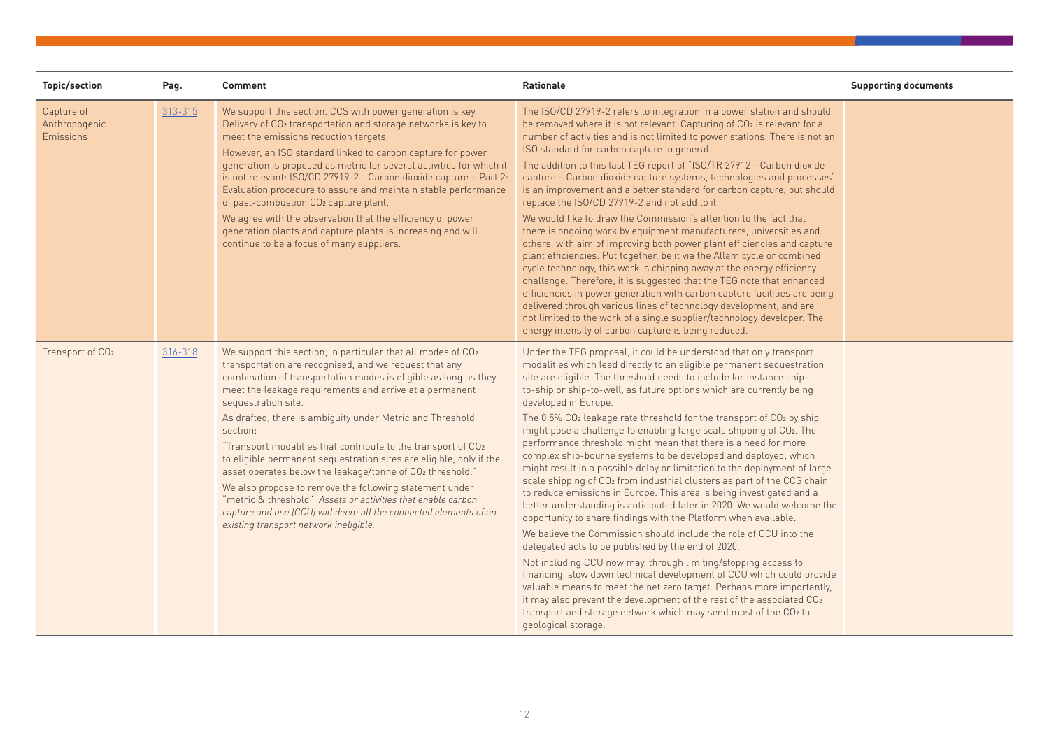| Topic/section | Pag. | Comment | Rationale | Supporting documents |
|---|---|---|---|---|
| Capture of Anthropogenic Emissions | 313-315 | We support this section. CCS with power generation is key. Delivery of $CO_2$ transportation and storage networks is key to meet the emissions reduction targets.<br><br>However, an ISO standard linked to carbon capture for power generation is proposed as metric for several activities for which it is not relevant: ISO/CD 27919-2 - Carbon dioxide capture – Part 2: Evaluation procedure to assure and maintain stable performance of past-combustion $CO_2$ capture plant.<br><br>We agree with the observation that the efficiency of power generation plants and capture plants is increasing and will continue to be a focus of many suppliers. | The ISO/CD 27919-2 refers to integration in a power station and should be removed where it is not relevant. Capturing of $CO_2$ is relevant for a number of activities and is not limited to power stations. There is not an ISO standard for carbon capture in general.<br><br>The addition to this last TEG report of "ISO/TR 27912 - Carbon dioxide capture – Carbon dioxide capture systems, technologies and processes" is an improvement and a better standard for carbon capture, but should replace the ISO/CD 27919-2 and not add to it.<br><br>We would like to draw the Commission's attention to the fact that there is ongoing work by equipment manufacturers, universities and others, with aim of improving both power plant efficiencies and capture plant efficiencies. Put together, be it via the Allam cycle or combined cycle technology, this work is chipping away at the energy efficiency challenge. Therefore, it is suggested that the TEG note that enhanced efficiencies in power generation with carbon capture facilities are being delivered through various lines of technology development, and are not limited to the work of a single supplier/technology developer. The energy intensity of carbon capture is being reduced. | |
| Transport of $CO_2$ | 316-318 | We support this section, in particular that all modes of $CO_2$ transportation are recognised, and we request that any combination of transportation modes is eligible as long as they meet the leakage requirements and arrive at a permanent sequestration site.<br><br>As drafted, there is ambiguity under Metric and Threshold section:<br><br>"Transport modalities that contribute to the transport of $CO_2$ ~~to eligible permanent sequestration sites~~ are eligible, only if the asset operates below the leakage/tonne of $CO_2$ threshold."<br><br>We also propose to remove the following statement under "metric & threshold": *Assets or activities that enable carbon capture and use (CCU) will deem all the connected elements of an existing transport network ineligible.* | Under the TEG proposal, it could be understood that only transport modalities which lead directly to an eligible permanent sequestration site are eligible. The threshold needs to include for instance ship-to-ship or ship-to-well, as future options which are currently being developed in Europe.<br><br>The 0.5% $CO_2$ leakage rate threshold for the transport of $CO_2$ by ship might pose a challenge to enabling large scale shipping of $CO_2$. The performance threshold might mean that there is a need for more complex ship-bourne systems to be developed and deployed, which might result in a possible delay or limitation to the deployment of large scale shipping of $CO_2$ from industrial clusters as part of the CCS chain to reduce emissions in Europe. This area is being investigated and a better understanding is anticipated later in 2020. We would welcome the opportunity to share findings with the Platform when available.<br><br>We believe the Commission should include the role of CCU into the delegated acts to be published by the end of 2020.<br><br>Not including CCU now may, through limiting/stopping access to financing, slow down technical development of CCU which could provide valuable means to meet the net zero target. Perhaps more importantly, it may also prevent the development of the rest of the associated $CO_2$ transport and storage network which may send most of the $CO_2$ to geological storage. | |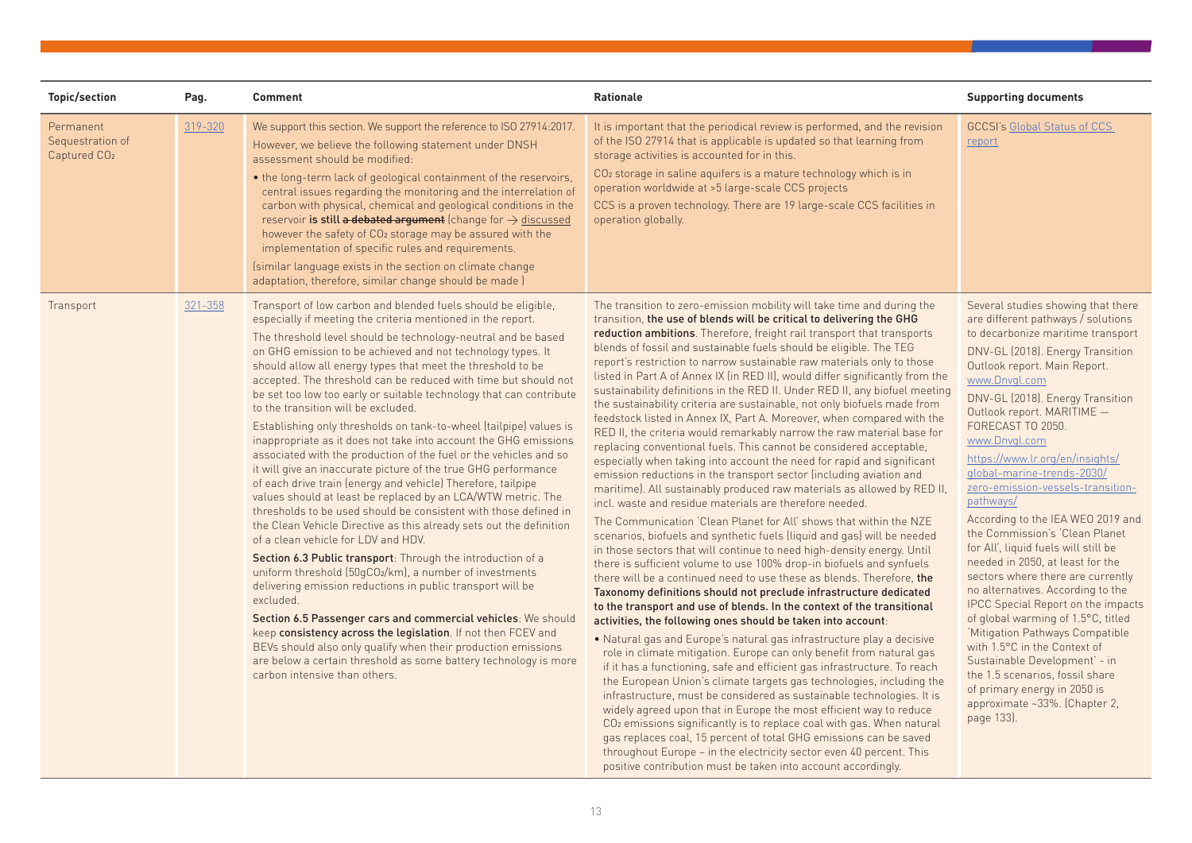| Topic/section | Pag. | Comment | Rationale | Supporting documents |
|---|---|---|---|---|
| Permanent Sequestration of Captured $CO_2$ | 319-320 | We support this section. We support the reference to ISO 27914:2017.<br>However, we believe the following statement under DNSH assessment should be modified:<br>• the long-term lack of geological containment of the reservoirs, central issues regarding the monitoring and the interrelation of carbon with physical, chemical and geological conditions in the reservoir **is still ~~a debated argument~~** (change for → discussed however the safety of $CO_2$ storage may be assured with the implementation of specific rules and requirements.<br>(similar language exists in the section on climate change adaptation, therefore, similar change should be made ) | It is important that the periodical review is performed, and the revision of the ISO 27914 that is applicable is updated so that learning from storage activities is accounted for in this.<br>$CO_2$ storage in saline aquifers is a mature technology which is in operation worldwide at >5 large-scale CCS projects<br>CCS is a proven technology. There are 19 large-scale CCS facilities in operation globally. | GCCSI's Global Status of CCS report |
| Transport | 321-358 | Transport of low carbon and blended fuels should be eligible, especially if meeting the criteria mentioned in the report.<br>The threshold level should be technology-neutral and be based on GHG emission to be achieved and not technology types. It should allow all energy types that meet the threshold to be accepted. The threshold can be reduced with time but should not be set too low too early or suitable technology that can contribute to the transition will be excluded.<br>Establishing only thresholds on tank-to-wheel (tailpipe) values is inappropriate as it does not take into account the GHG emissions associated with the production of the fuel or the vehicles and so it will give an inaccurate picture of the true GHG performance of each drive train (energy and vehicle) Therefore, tailpipe values should at least be replaced by an LCA/WTW metric. The thresholds to be used should be consistent with those defined in the Clean Vehicle Directive as this already sets out the definition of a clean vehicle for LDV and HDV.<br>**Section 6.3 Public transport**: Through the introduction of a uniform threshold (50g$CO_2$/km), a number of investments delivering emission reductions in public transport will be excluded.<br>**Section 6.5 Passenger cars and commercial vehicles**: We should keep **consistency across the legislation**. If not then FCEV and BEVs should also only qualify when their production emissions are below a certain threshold as some battery technology is more carbon intensive than others. | The transition to zero-emission mobility will take time and during the transition, **the use of blends will be critical to delivering the GHG reduction ambitions**. Therefore, freight rail transport that transports blends of fossil and sustainable fuels should be eligible. The TEG report's restriction to narrow sustainable raw materials only to those listed in Part A of Annex IX (in RED II), would differ significantly from the sustainability definitions in the RED II. Under RED II, any biofuel meeting the sustainability criteria are sustainable, not only biofuels made from feedstock listed in Annex IX, Part A. Moreover, when compared with the RED II, the criteria would remarkably narrow the raw material base for replacing conventional fuels. This cannot be considered acceptable, especially when taking into account the need for rapid and significant emission reductions in the transport sector (including aviation and maritime). All sustainably produced raw materials as allowed by RED II, incl. waste and residue materials are therefore needed.<br>The Communication 'Clean Planet for All' shows that within the NZE scenarios, biofuels and synthetic fuels (liquid and gas) will be needed in those sectors that will continue to need high-density energy. Until there is sufficient volume to use 100% drop-in biofuels and synfuels there will be a continued need to use these as blends. Therefore, **the Taxonomy definitions should not preclude infrastructure dedicated to the transport and use of blends. In the context of the transitional activities, the following ones should be taken into account**:<br>• Natural gas and Europe's natural gas infrastructure play a decisive role in climate mitigation. Europe can only benefit from natural gas if it has a functioning, safe and efficient gas infrastructure. To reach the European Union's climate targets gas technologies, including the infrastructure, must be considered as sustainable technologies. It is widely agreed upon that in Europe the most efficient way to reduce $CO_2$ emissions significantly is to replace coal with gas. When natural gas replaces coal, 15 percent of total GHG emissions can be saved throughout Europe – in the electricity sector even 40 percent. This positive contribution must be taken into account accordingly. | Several studies showing that there are different pathways / solutions to decarbonize maritime transport<br>DNV-GL (2018). Energy Transition Outlook report. Main Report. www.Dnvgl.com<br>DNV-GL (2018). Energy Transition Outlook report. MARITIME — FORECAST TO 2050. www.Dnvgl.com<br>https://www.lr.org/en/insights/global-marine-trends-2030/zero-emission-vessels-transition-pathways/<br>According to the IEA WEO 2019 and the Commission's 'Clean Planet for All', liquid fuels will still be needed in 2050, at least for the sectors where there are currently no alternatives. According to the IPCC Special Report on the impacts of global warming of 1.5°C, titled 'Mitigation Pathways Compatible with 1.5°C in the Context of Sustainable Development' - in the 1.5 scenarios, fossil share of primary energy in 2050 is approximate ~33%. (Chapter 2, page 133). |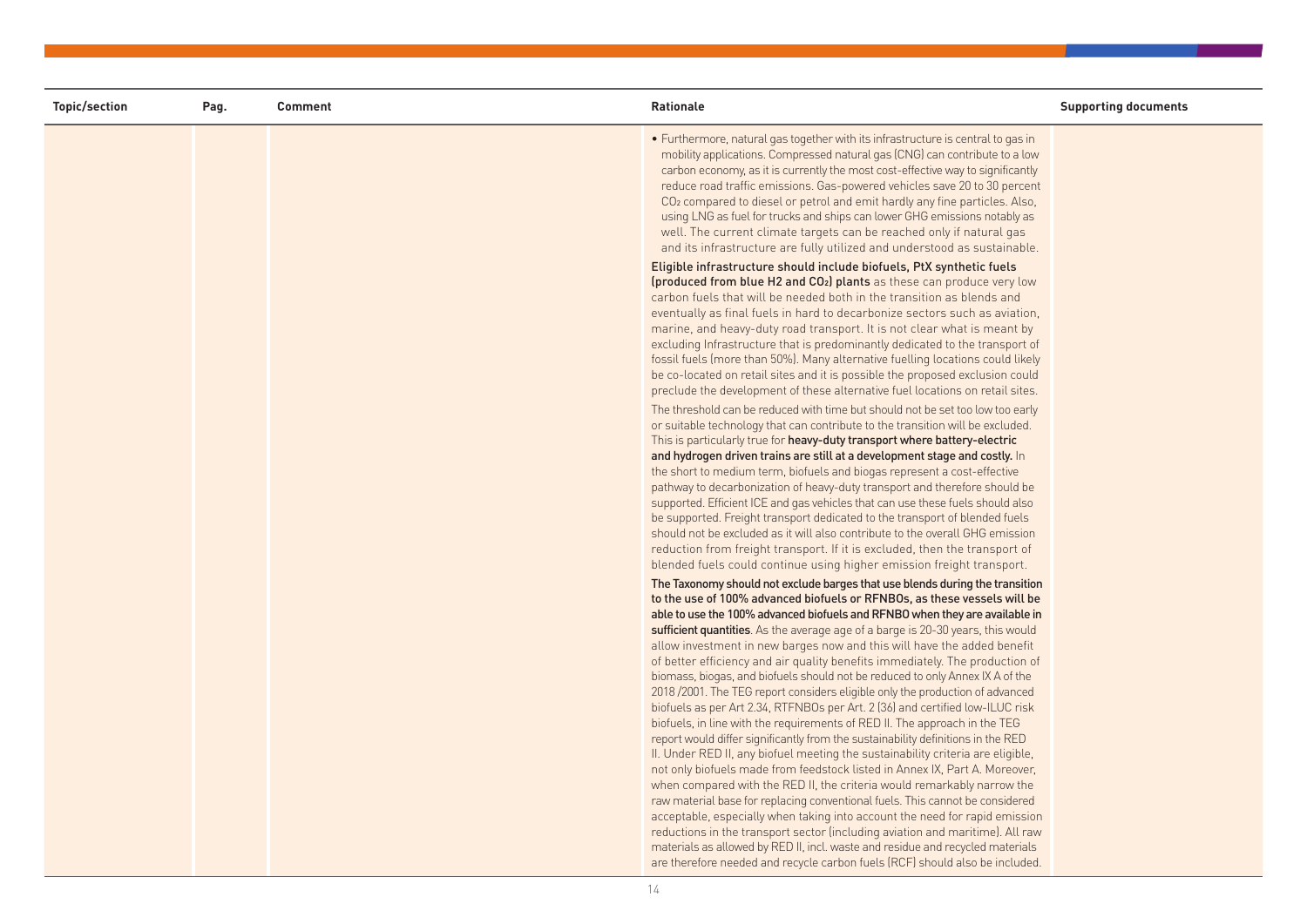| Topic/section | Pag. | Comment | Rationale | Supporting documents |
|---|---|---|---|---|
| | | | • Furthermore, natural gas together with its infrastructure is central to gas in mobility applications. Compressed natural gas (CNG) can contribute to a low carbon economy, as it is currently the most cost-effective way to significantly reduce road traffic emissions. Gas-powered vehicles save 20 to 30 percent $CO_2$ compared to diesel or petrol and emit hardly any fine particles. Also, using LNG as fuel for trucks and ships can lower GHG emissions notably as well. The current climate targets can be reached only if natural gas and its infrastructure are fully utilized and understood as sustainable. <br><br> **Eligible infrastructure should include biofuels, PtX synthetic fuels (produced from blue H2 and $CO_2$) plants** as these can produce very low carbon fuels that will be needed both in the transition as blends and eventually as final fuels in hard to decarbonize sectors such as aviation, marine, and heavy-duty road transport. It is not clear what is meant by excluding Infrastructure that is predominantly dedicated to the transport of fossil fuels (more than 50%). Many alternative fuelling locations could likely be co-located on retail sites and it is possible the proposed exclusion could preclude the development of these alternative fuel locations on retail sites. <br><br> The threshold can be reduced with time but should not be set too low too early or suitable technology that can contribute to the transition will be excluded. This is particularly true for **heavy-duty transport where battery-electric and hydrogen driven trains are still at a development stage and costly.** In the short to medium term, biofuels and biogas represent a cost-effective pathway to decarbonization of heavy-duty transport and therefore should be supported. Efficient ICE and gas vehicles that can use these fuels should also be supported. Freight transport dedicated to the transport of blended fuels should not be excluded as it will also contribute to the overall GHG emission reduction from freight transport. If it is excluded, then the transport of blended fuels could continue using higher emission freight transport. <br><br> **The Taxonomy should not exclude barges that use blends during the transition to the use of 100% advanced biofuels or RFNBOs, as these vessels will be able to use the 100% advanced biofuels and RFNBO when they are available in sufficient quantities**. As the average age of a barge is 20-30 years, this would allow investment in new barges now and this will have the added benefit of better efficiency and air quality benefits immediately. The production of biomass, biogas, and biofuels should not be reduced to only Annex IX A of the 2018 /2001. The TEG report considers eligible only the production of advanced biofuels as per Art 2.34, RTFNBOs per Art. 2 (36) and certified low-ILUC risk biofuels, in line with the requirements of RED II. The approach in the TEG report would differ significantly from the sustainability definitions in the RED II. Under RED II, any biofuel meeting the sustainability criteria are eligible, not only biofuels made from feedstock listed in Annex IX, Part A. Moreover, when compared with the RED II, the criteria would remarkably narrow the raw material base for replacing conventional fuels. This cannot be considered acceptable, especially when taking into account the need for rapid emission reductions in the transport sector (including aviation and maritime). All raw materials as allowed by RED II, incl. waste and residue and recycled materials are therefore needed and recycle carbon fuels (RCF) should also be included. | |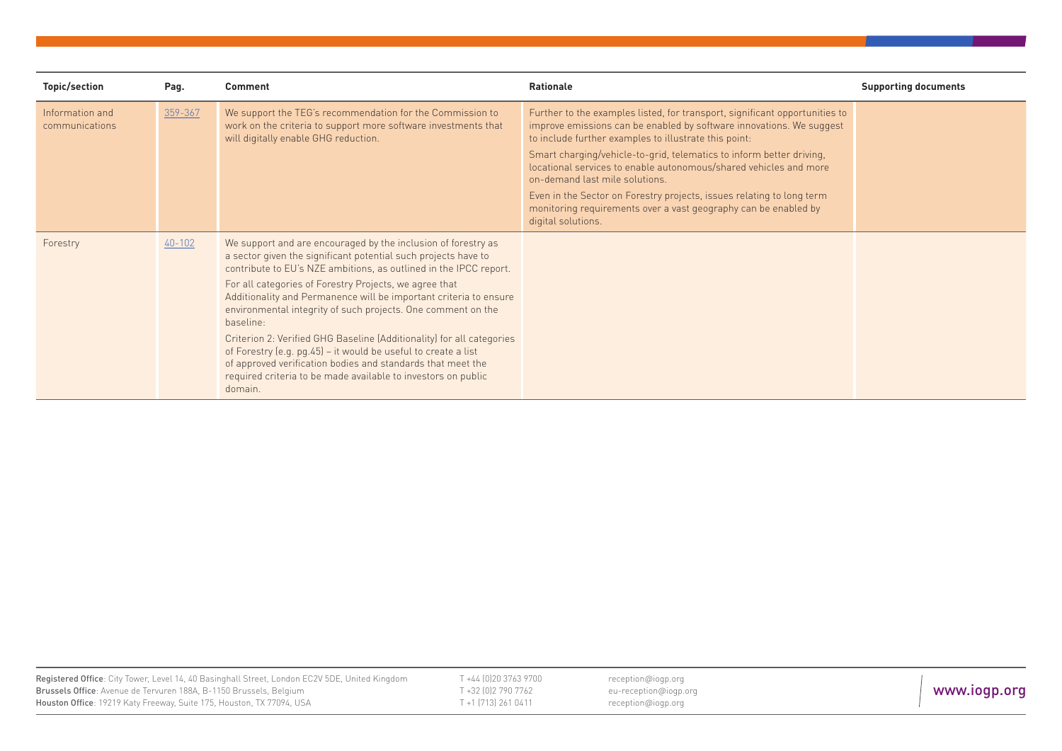| Topic/section | Pag. | Comment | Rationale | Supporting documents |
|---|---|---|---|---|
| Information and communications | 359-367 | We support the TEG's recommendation for the Commission to work on the criteria to support more software investments that will digitally enable GHG reduction. | Further to the examples listed, for transport, significant opportunities to improve emissions can be enabled by software innovations. We suggest to include further examples to illustrate this point:<br><br>Smart charging/vehicle-to-grid, telematics to inform better driving, locational services to enable autonomous/shared vehicles and more on-demand last mile solutions.<br><br>Even in the Sector on Forestry projects, issues relating to long term monitoring requirements over a vast geography can be enabled by digital solutions. | |
| Forestry | 40-102 | We support and are encouraged by the inclusion of forestry as a sector given the significant potential such projects have to contribute to EU's NZE ambitions, as outlined in the IPCC report.<br><br>For all categories of Forestry Projects, we agree that Additionality and Permanence will be important criteria to ensure environmental integrity of such projects. One comment on the baseline:<br><br>Criterion 2: Verified GHG Baseline (Additionality) for all categories of Forestry (e.g. pg.45) – it would be useful to create a list of approved verification bodies and standards that meet the required criteria to be made available to investors on public domain. | | |